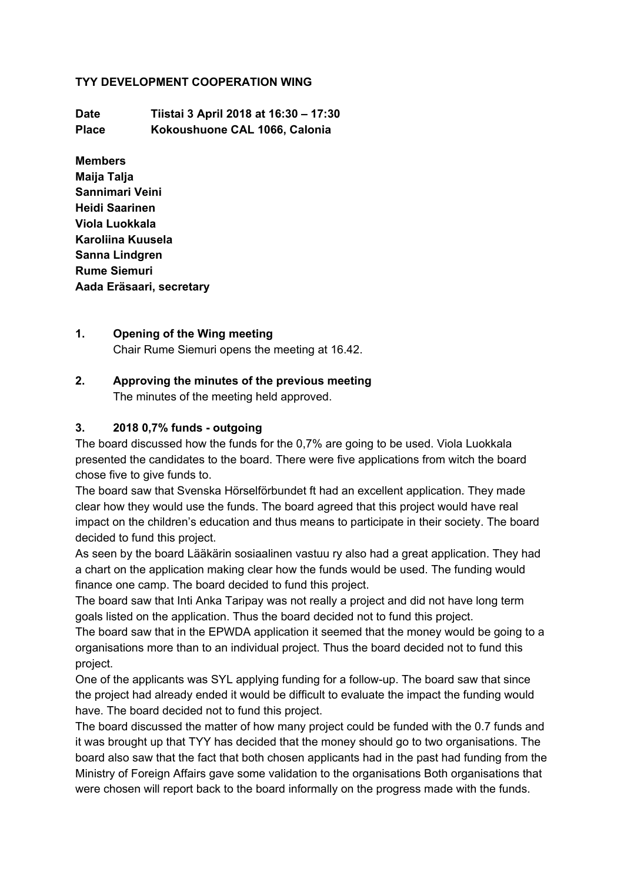**TYY DEVELOPMENT COOPERATION WING**

**Date** **Tiistai 3 April 2018 at 16:30 – 17:30**
**Place** **Kokoushuone CAL 1066, Calonia**

**Members**
**Maija Talja**
**Sannimari Veini**
**Heidi Saarinen**
**Viola Luokkala**
**Karoliina Kuusela**
**Sanna Lindgren**
**Rume Siemuri**
**Aada Eräsaari, secretary**

**1. Opening of the Wing meeting**

Chair Rume Siemuri opens the meeting at 16.42.

**2. Approving the minutes of the previous meeting**

The minutes of the meeting held approved.

**3. 2018 0,7% funds - outgoing**

The board discussed how the funds for the 0,7% are going to be used. Viola Luokkala presented the candidates to the board. There were five applications from witch the board chose five to give funds to.

The board saw that Svenska Hörselförbundet ft had an excellent application. They made clear how they would use the funds. The board agreed that this project would have real impact on the children's education and thus means to participate in their society. The board decided to fund this project.

As seen by the board Lääkärin sosiaalinen vastuu ry also had a great application. They had a chart on the application making clear how the funds would be used. The funding would finance one camp. The board decided to fund this project.

The board saw that Inti Anka Taripay was not really a project and did not have long term goals listed on the application. Thus the board decided not to fund this project.

The board saw that in the EPWDA application it seemed that the money would be going to a organisations more than to an individual project. Thus the board decided not to fund this project.

One of the applicants was SYL applying funding for a follow-up. The board saw that since the project had already ended it would be difficult to evaluate the impact the funding would have. The board decided not to fund this project.

The board discussed the matter of how many project could be funded with the 0.7 funds and it was brought up that TYY has decided that the money should go to two organisations. The board also saw that the fact that both chosen applicants had in the past had funding from the Ministry of Foreign Affairs gave some validation to the organisations Both organisations that were chosen will report back to the board informally on the progress made with the funds.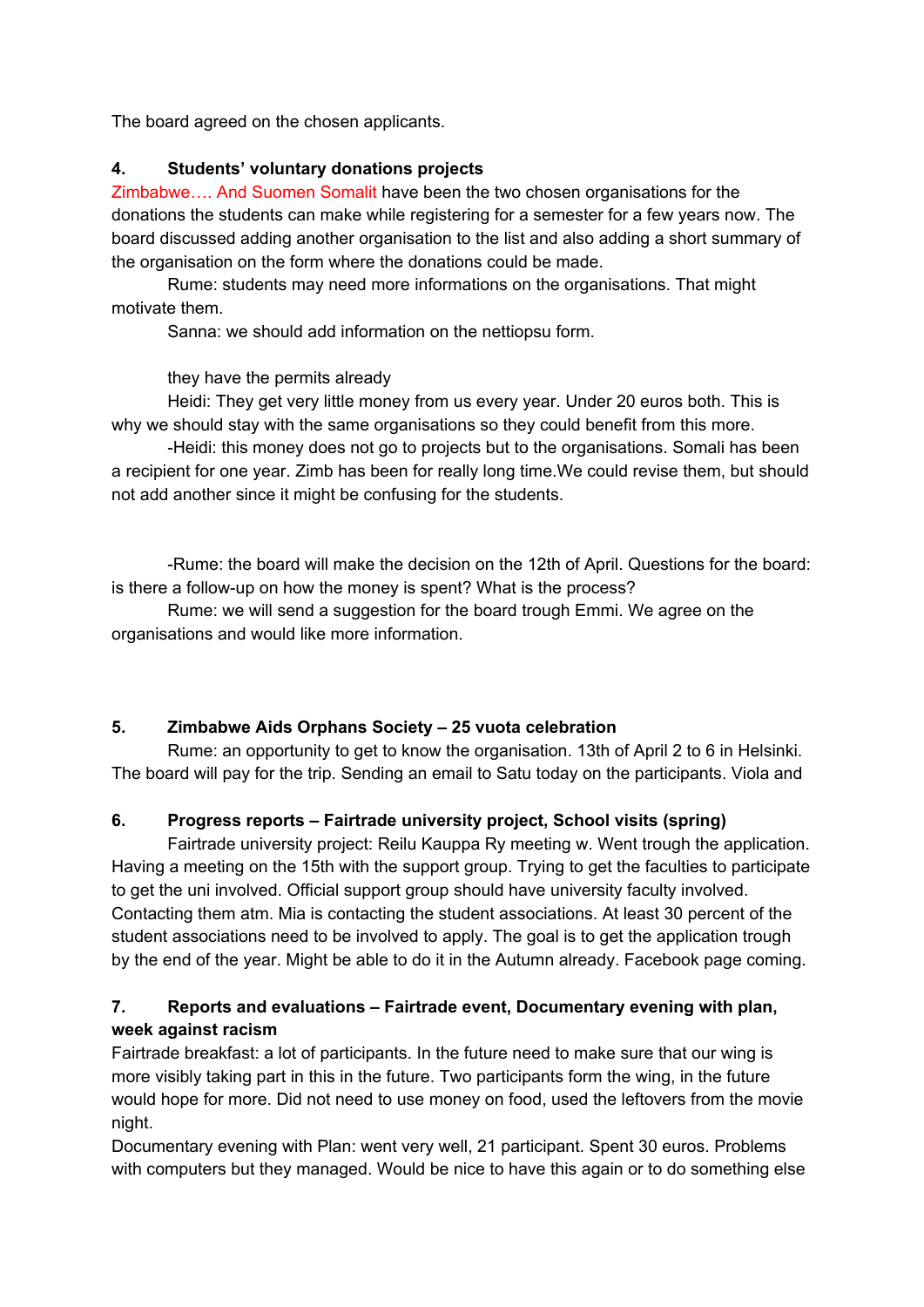The board agreed on the chosen applicants.

**4. Students' voluntary donations projects**

Zimbabwe…. And Suomen Somalit have been the two chosen organisations for the donations the students can make while registering for a semester for a few years now. The board discussed adding another organisation to the list and also adding a short summary of the organisation on the form where the donations could be made.

Rume: students may need more informations on the organisations. That might motivate them.

Sanna: we should add information on the nettiopsu form.

they have the permits already

Heidi: They get very little money from us every year. Under 20 euros both. This is why we should stay with the same organisations so they could benefit from this more.

-Heidi: this money does not go to projects but to the organisations. Somali has been a recipient for one year. Zimb has been for really long time.We could revise them, but should not add another since it might be confusing for the students.

-Rume: the board will make the decision on the 12th of April. Questions for the board: is there a follow-up on how the money is spent? What is the process?

Rume: we will send a suggestion for the board trough Emmi. We agree on the organisations and would like more information.

**5. Zimbabwe Aids Orphans Society – 25 vuota celebration**

Rume: an opportunity to get to know the organisation. 13th of April 2 to 6 in Helsinki. The board will pay for the trip. Sending an email to Satu today on the participants. Viola and

**6. Progress reports – Fairtrade university project, School visits (spring)**

Fairtrade university project: Reilu Kauppa Ry meeting w. Went trough the application. Having a meeting on the 15th with the support group. Trying to get the faculties to participate to get the uni involved. Official support group should have university faculty involved. Contacting them atm. Mia is contacting the student associations. At least 30 percent of the student associations need to be involved to apply. The goal is to get the application trough by the end of the year. Might be able to do it in the Autumn already. Facebook page coming.

**7. Reports and evaluations – Fairtrade event, Documentary evening with plan, week against racism**

Fairtrade breakfast: a lot of participants. In the future need to make sure that our wing is more visibly taking part in this in the future. Two participants form the wing, in the future would hope for more. Did not need to use money on food, used the leftovers from the movie night.

Documentary evening with Plan: went very well, 21 participant. Spent 30 euros. Problems with computers but they managed. Would be nice to have this again or to do something else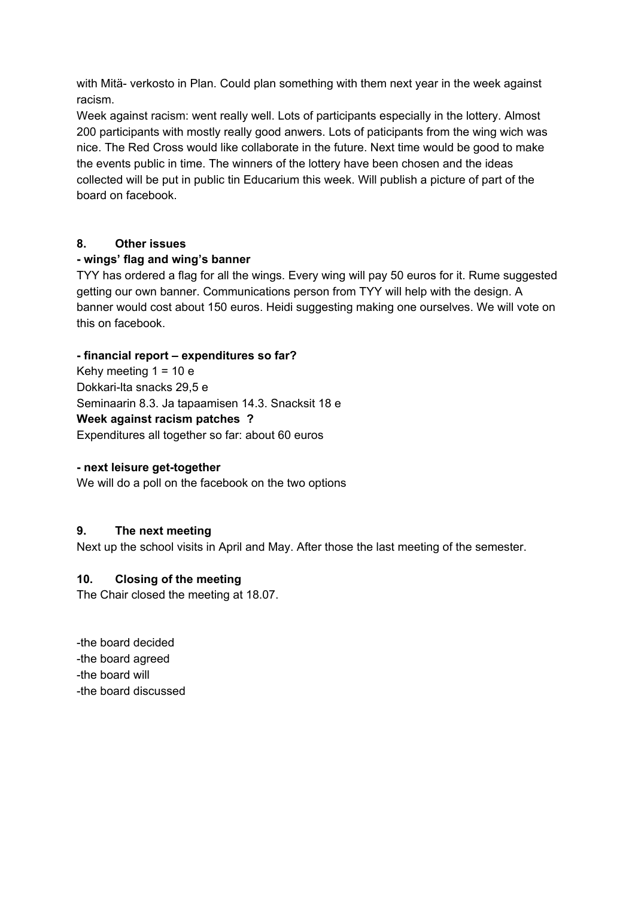with Mitä- verkosto in Plan. Could plan something with them next year in the week against racism.
Week against racism: went really well. Lots of participants especially in the lottery. Almost 200 participants with mostly really good anwers. Lots of paticipants from the wing wich was nice. The Red Cross would like collaborate in the future. Next time would be good to make the events public in time. The winners of the lottery have been chosen and the ideas collected will be put in public tin Educarium this week. Will publish a picture of part of the board on facebook.

## 8. Other issues

**- wings' flag and wing's banner**

TYY has ordered a flag for all the wings. Every wing will pay 50 euros for it. Rume suggested getting our own banner. Communications person from TYY will help with the design. A banner would cost about 150 euros. Heidi suggesting making one ourselves. We will vote on this on facebook.

**- financial report – expenditures so far?**

Kehy meeting 1 = 10 e
Dokkari-lta snacks 29,5 e
Seminaarin 8.3. Ja tapaamisen 14.3. Snacksit 18 e
**Week against racism patches ?**
Expenditures all together so far: about 60 euros

**- next leisure get-together**

We will do a poll on the facebook on the two options

## 9. The next meeting

Next up the school visits in April and May. After those the last meeting of the semester.

## 10. Closing of the meeting

The Chair closed the meeting at 18.07.

-the board decided
-the board agreed
-the board will
-the board discussed